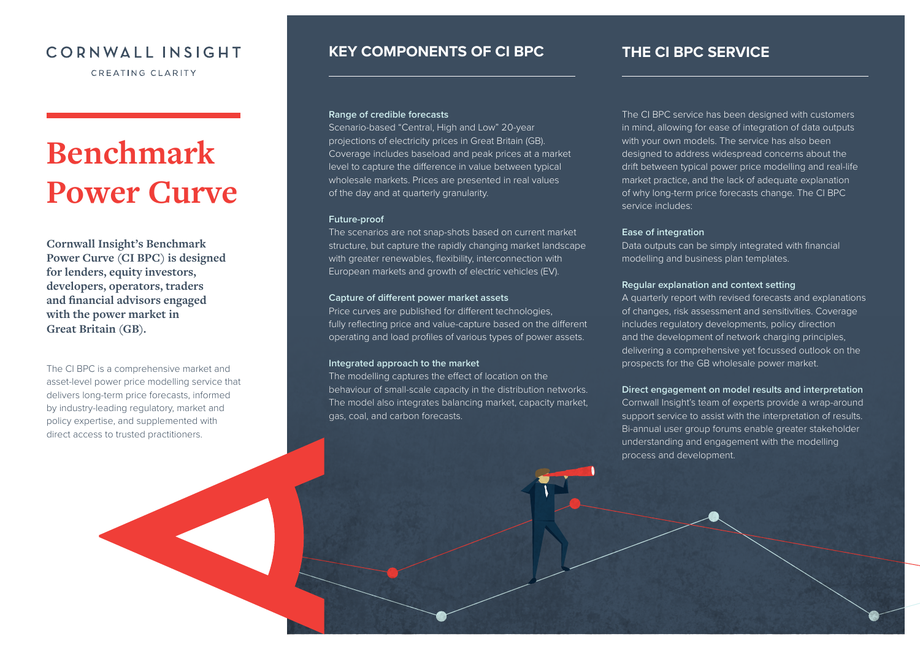CORNWALL INSIGHT

CREATING CLARITY

# Benchmark Power Curve

**Cornwall Insight's Benchmark Power Curve (CI BPC) is designed for lenders, equity investors, developers, operators, traders and financial advisors engaged with the power market in Great Britain (GB).**

The CI BPC is a comprehensive market and asset-level power price modelling service that delivers long-term price forecasts, informed by industry-leading regulatory, market and policy expertise, and supplemented with direct access to trusted practitioners.

## KEY COMPONENTS OF CI BPC

**Range of credible forecasts**
Scenario-based "Central, High and Low" 20-year projections of electricity prices in Great Britain (GB). Coverage includes baseload and peak prices at a market level to capture the difference in value between typical wholesale markets. Prices are presented in real values of the day and at quarterly granularity.

**Future-proof**
The scenarios are not snap-shots based on current market structure, but capture the rapidly changing market landscape with greater renewables, flexibility, interconnection with European markets and growth of electric vehicles (EV).

**Capture of different power market assets**
Price curves are published for different technologies, fully reflecting price and value-capture based on the different operating and load profiles of various types of power assets.

**Integrated approach to the market**
The modelling captures the effect of location on the behaviour of small-scale capacity in the distribution networks. The model also integrates balancing market, capacity market, gas, coal, and carbon forecasts.

## THE CI BPC SERVICE

The CI BPC service has been designed with customers in mind, allowing for ease of integration of data outputs with your own models. The service has also been designed to address widespread concerns about the drift between typical power price modelling and real-life market practice, and the lack of adequate explanation of why long-term price forecasts change. The CI BPC service includes:

**Ease of integration**
Data outputs can be simply integrated with financial modelling and business plan templates.

**Regular explanation and context setting**
A quarterly report with revised forecasts and explanations of changes, risk assessment and sensitivities. Coverage includes regulatory developments, policy direction and the development of network charging principles, delivering a comprehensive yet focussed outlook on the prospects for the GB wholesale power market.

**Direct engagement on model results and interpretation**
Cornwall Insight's team of experts provide a wrap-around support service to assist with the interpretation of results. Bi-annual user group forums enable greater stakeholder understanding and engagement with the modelling process and development.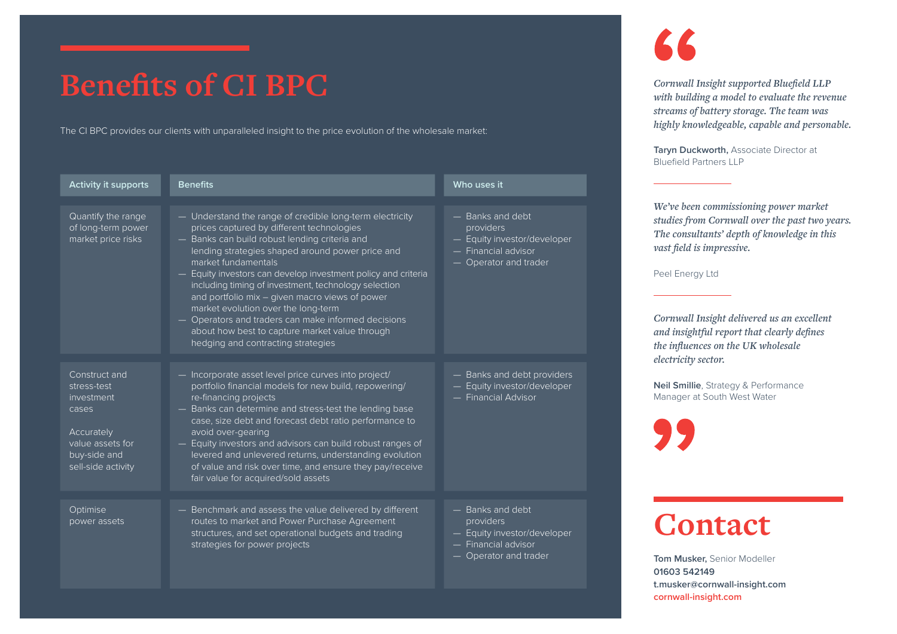# Benefits of CI BPC

The CI BPC provides our clients with unparalleled insight to the price evolution of the wholesale market:

| Activity it supports | Benefits | Who uses it |
|---|---|---|
| Quantify the range of long-term power market price risks | — Understand the range of credible long-term electricity prices captured by different technologies<br>— Banks can build robust lending criteria and lending strategies shaped around power price and market fundamentals<br>— Equity investors can develop investment policy and criteria including timing of investment, technology selection and portfolio mix – given macro views of power market evolution over the long-term<br>— Operators and traders can make informed decisions about how best to capture market value through hedging and contracting strategies | — Banks and debt providers<br>— Equity investor/developer<br>— Financial advisor<br>— Operator and trader |
| Construct and stress-test investment cases<br><br>Accurately value assets for buy-side and sell-side activity | — Incorporate asset level price curves into project/portfolio financial models for new build, repowering/re-financing projects<br>— Banks can determine and stress-test the lending base case, size debt and forecast debt ratio performance to avoid over-gearing<br>— Equity investors and advisors can build robust ranges of levered and unlevered returns, understanding evolution of value and risk over time, and ensure they pay/receive fair value for acquired/sold assets | — Banks and debt providers<br>— Equity investor/developer<br>— Financial Advisor |
| Optimise power assets | — Benchmark and assess the value delivered by different routes to market and Power Purchase Agreement structures, and set operational budgets and trading strategies for power projects | — Banks and debt providers<br>— Equity investor/developer<br>— Financial advisor<br>— Operator and trader |

*Cornwall Insight supported Bluefield LLP with building a model to evaluate the revenue streams of battery storage. The team was highly knowledgeable, capable and personable.*

**Taryn Duckworth,** Associate Director at Bluefield Partners LLP

*We've been commissioning power market studies from Cornwall over the past two years. The consultants' depth of knowledge in this vast field is impressive.*

Peel Energy Ltd

*Cornwall Insight delivered us an excellent and insightful report that clearly defines the influences on the UK wholesale electricity sector.*

**Neil Smillie**, Strategy & Performance Manager at South West Water

# Contact

**Tom Musker,** Senior Modeller
**01603 542149**
**t.musker@cornwall-insight.com**
**cornwall-insight.com**